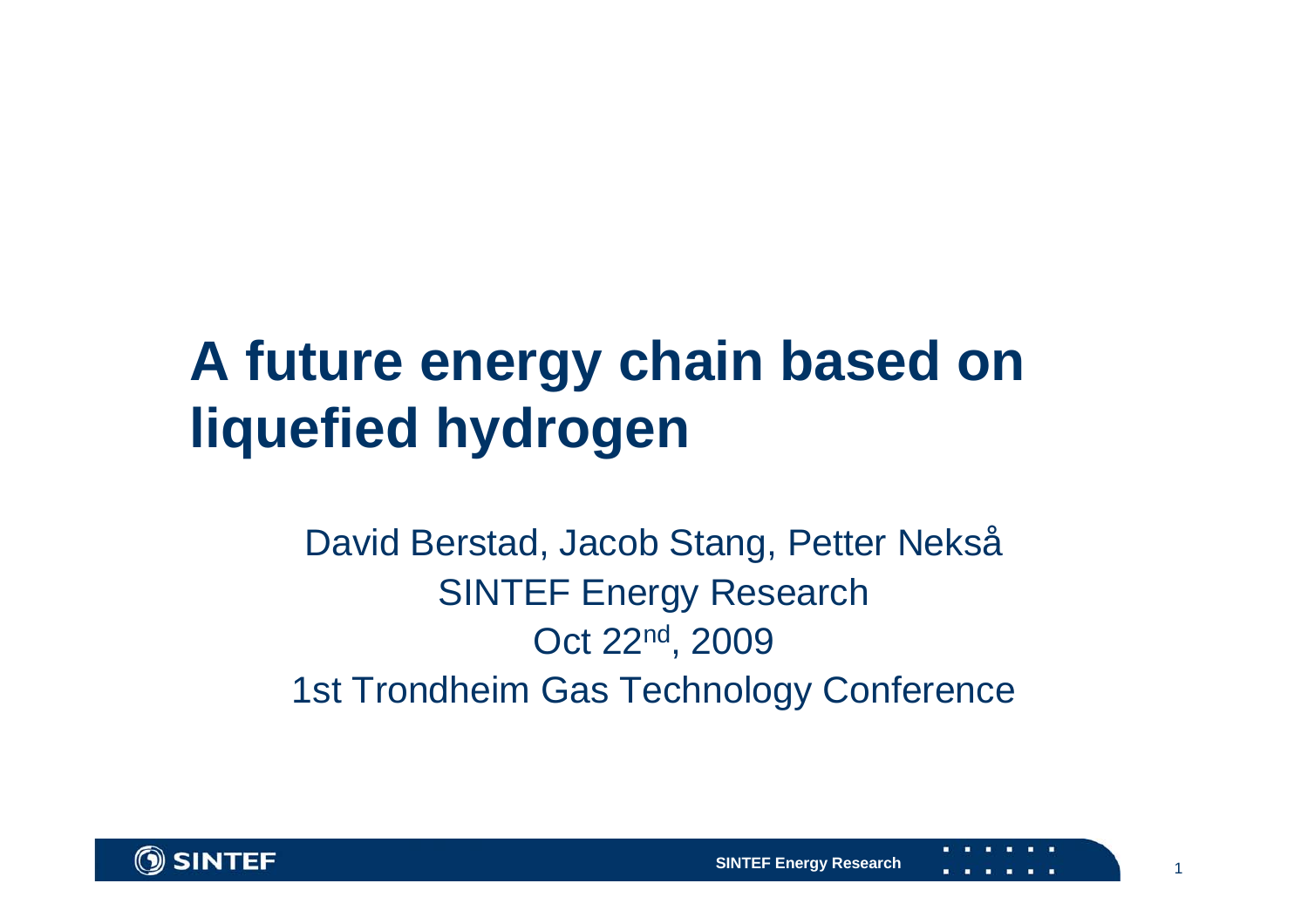# A future energy chain based on liquefied hydrogen

David Berstad, Jacob Stang, Petter Nekså

SINTEF Energy Research

Oct 22nd, 2009

1st Trondheim Gas Technology Conference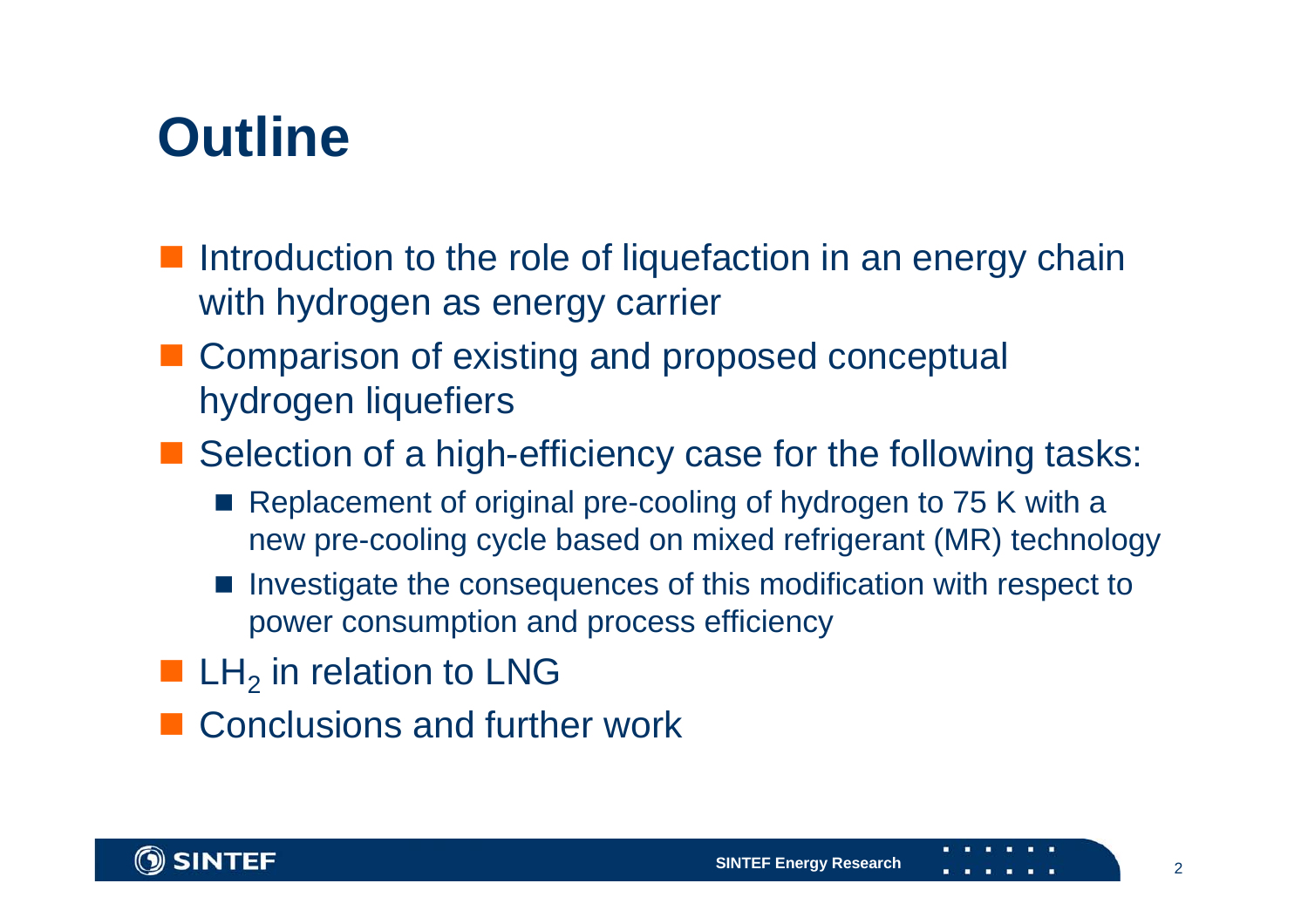# Outline

- Introduction to the role of liquefaction in an energy chain with hydrogen as energy carrier
- Comparison of existing and proposed conceptual hydrogen liquefiers
- Selection of a high-efficiency case for the following tasks:
  - Replacement of original pre-cooling of hydrogen to 75 K with a new pre-cooling cycle based on mixed refrigerant (MR) technology
  - Investigate the consequences of this modification with respect to power consumption and process efficiency
- $LH_2$ in relation to LNG
- Conclusions and further work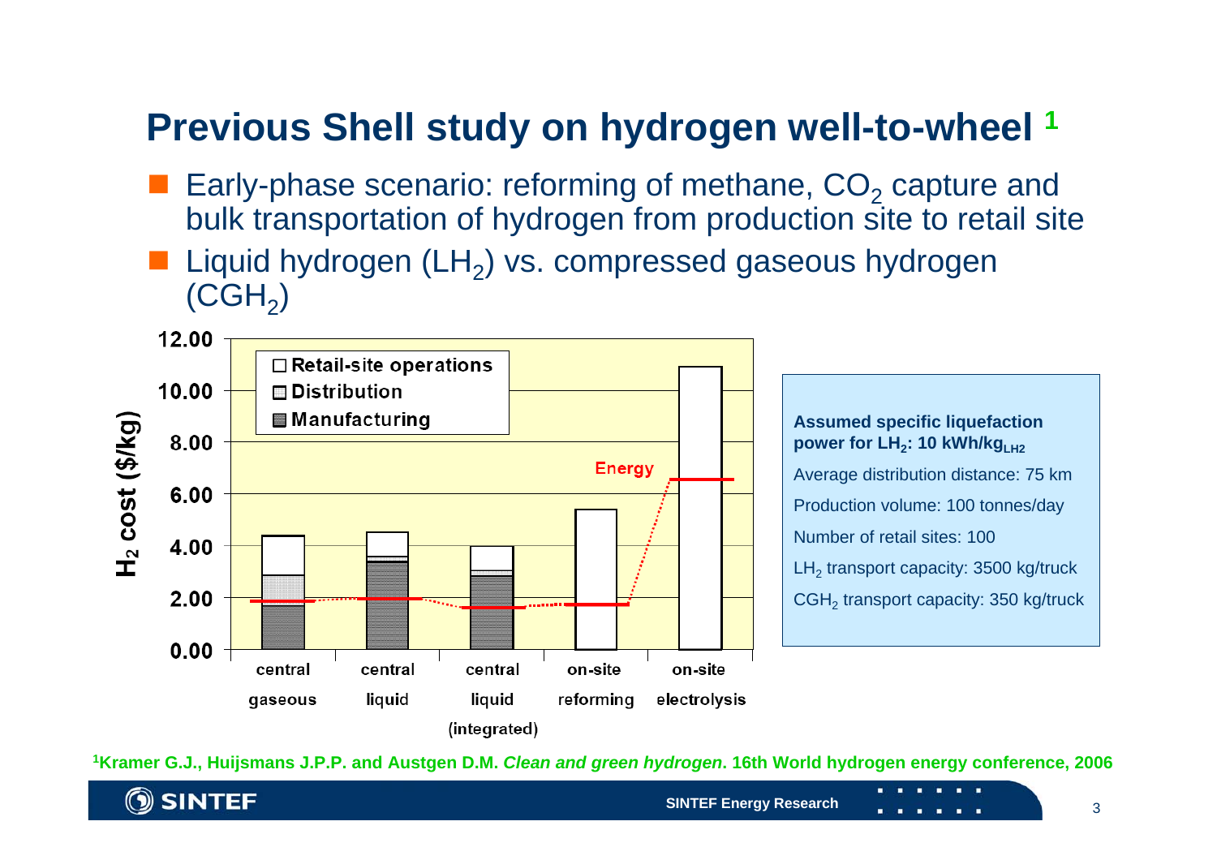# Previous Shell study on hydrogen well-to-wheel [1]

- Early-phase scenario: reforming of methane, $CO_2$ capture and bulk transportation of hydrogen from production site to retail site
- Liquid hydrogen ($LH_2$) vs. compressed gaseous hydrogen ($CGH_2$)

$H_2$ cost ($/kg)

12.00
10.00
8.00
6.00
4.00
2.00
0.00

□ Retail-site operations
□ Distribution
■ Manufacturing

Energy

central gaseous | central liquid | central liquid (integrated) | on-site reforming | on-site electrolysis

**Assumed specific liquefaction power for $LH_2$: 10 kWh/kg$_{LH2}$**

Average distribution distance: 75 km

Production volume: 100 tonnes/day

Number of retail sites: 100

$LH_2$ transport capacity: 3500 kg/truck

$CGH_2$ transport capacity: 350 kg/truck

[1] **Kramer G.J., Huijsmans J.P.P. and Austgen D.M. *Clean and green hydrogen*. 16th World hydrogen energy conference, 2006**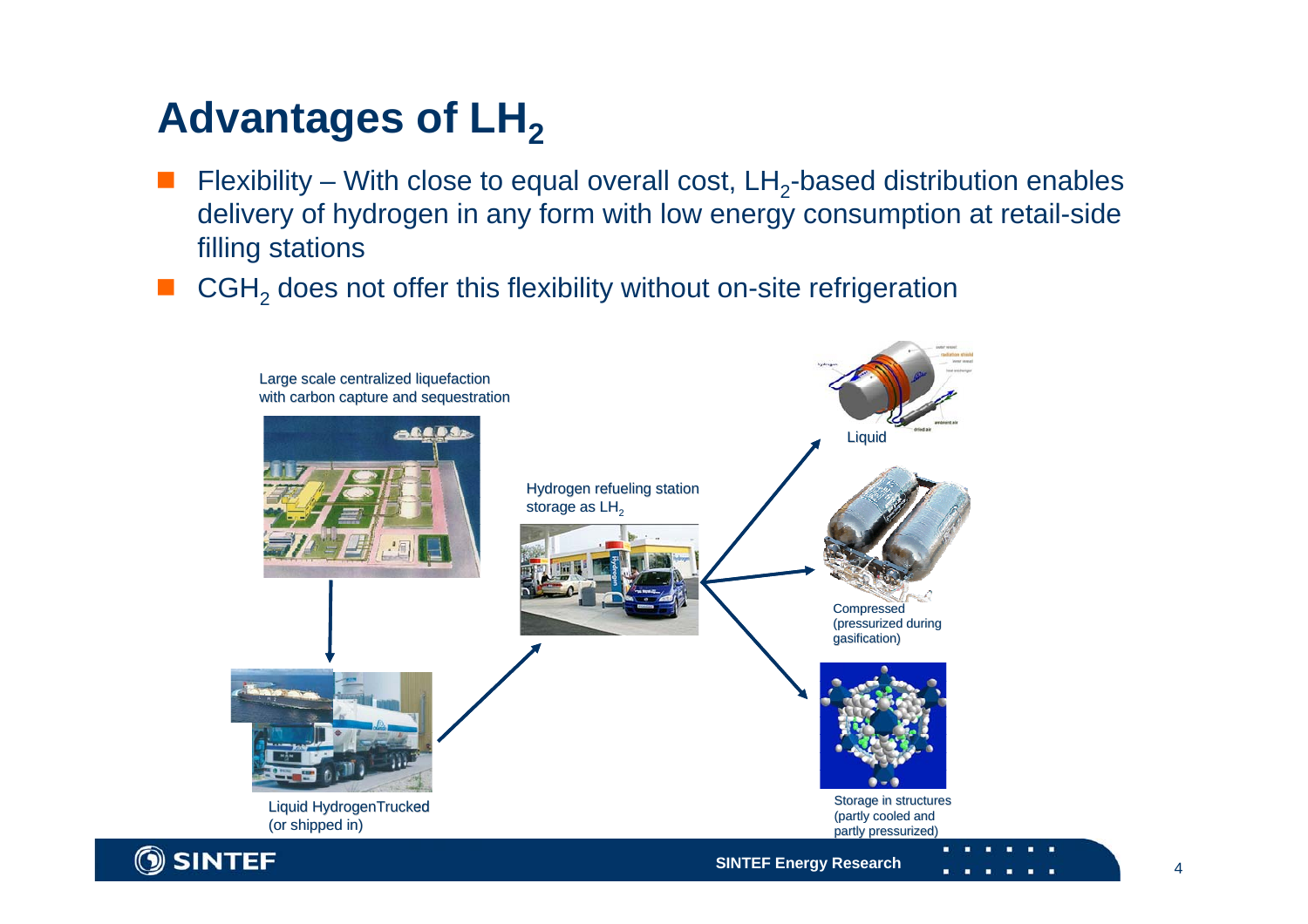# Advantages of $LH_2$

- Flexibility – With close to equal overall cost, $LH_2$-based distribution enables delivery of hydrogen in any form with low energy consumption at retail-side filling stations
- $CGH_2$ does not offer this flexibility without on-site refrigeration

Large scale centralized liquefaction with carbon capture and sequestration

Liquid HydrogenTrucked (or shipped in)

Hydrogen refueling station storage as $LH_2$

Liquid

Compressed (pressurized during gasification)

Storage in structures (partly cooled and partly pressurized)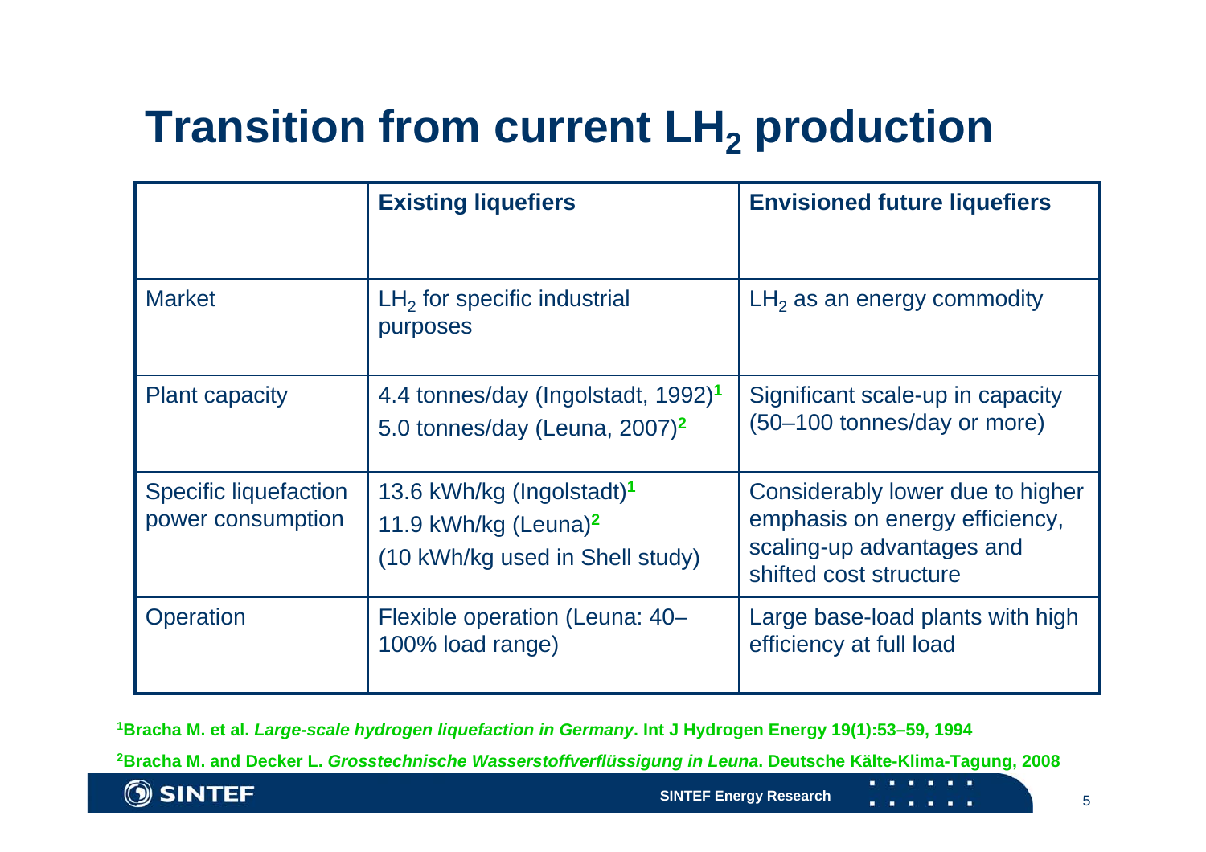# Transition from current $LH_2$ production

| | Existing liquefiers | Envisioned future liquefiers |
|---|---|---|
| Market | $LH_2$ for specific industrial purposes | $LH_2$ as an energy commodity |
| Plant capacity | 4.4 tonnes/day (Ingolstadt, 1992)[1] 5.0 tonnes/day (Leuna, 2007)[2] | Significant scale-up in capacity (50–100 tonnes/day or more) |
| Specific liquefaction power consumption | 13.6 kWh/kg (Ingolstadt)[1] 11.9 kWh/kg (Leuna)[2] (10 kWh/kg used in Shell study) | Considerably lower due to higher emphasis on energy efficiency, scaling-up advantages and shifted cost structure |
| Operation | Flexible operation (Leuna: 40–100% load range) | Large base-load plants with high efficiency at full load |

[1]**Bracha M. et al.** ***Large-scale hydrogen liquefaction in Germany*****. Int J Hydrogen Energy 19(1):53–59, 1994**

[2]**Bracha M. and Decker L.** ***Grosstechnische Wasserstoffverflüssigung in Leuna*****. Deutsche Kälte-Klima-Tagung, 2008**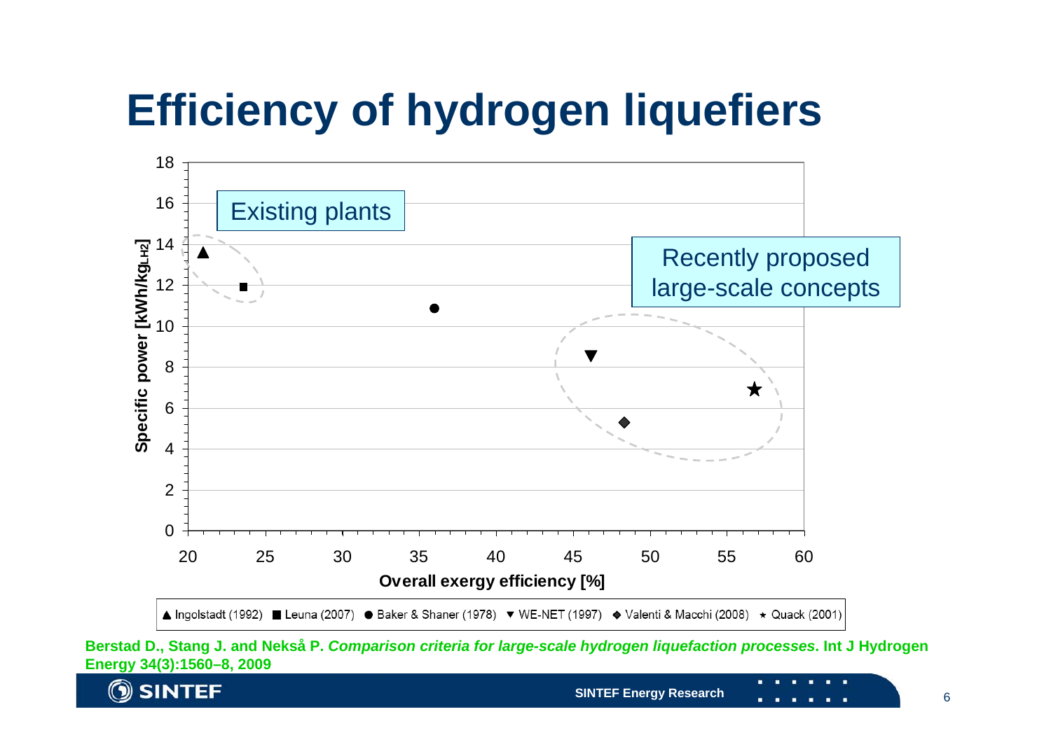# Efficiency of hydrogen liquefiers

Existing plants

Recently proposed large-scale concepts

Specific power [kWh/kg$_{LH2}$]

Overall exergy efficiency [%]

▲ Ingolstadt (1992) ■ Leuna (2007) ● Baker & Shaner (1978) ▼ WE-NET (1997) ◆ Valenti & Macchi (2008) ★ Quack (2001)

**Berstad D., Stang J. and Nekså P. *Comparison criteria for large-scale hydrogen liquefaction processes*. Int J Hydrogen Energy 34(3):1560–8, 2009**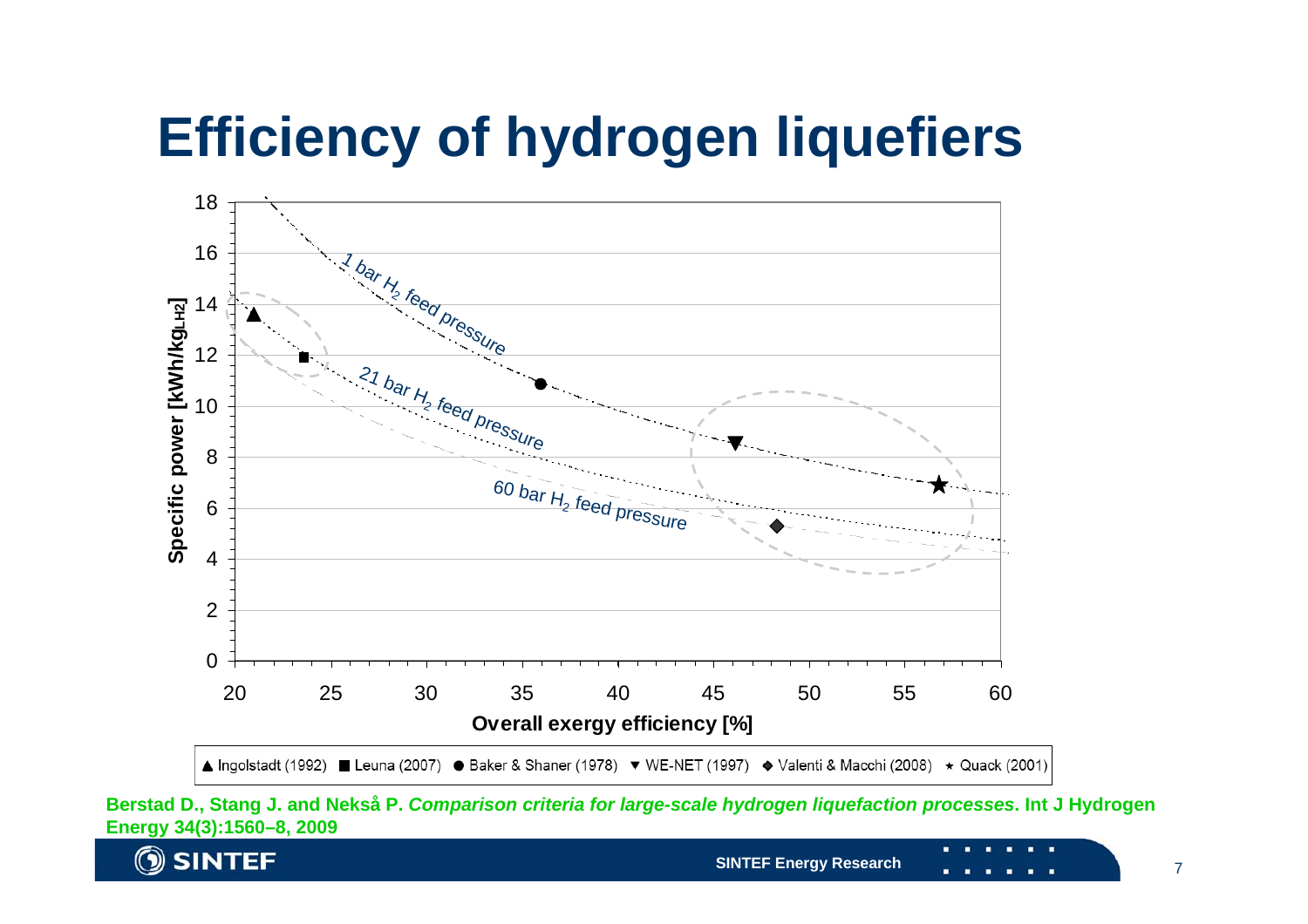# Efficiency of hydrogen liquefiers

Specific power [kWh/$kg_{LH2}$]

Overall exergy efficiency [%]

1 bar $H_2$ feed pressure

21 bar $H_2$ feed pressure

60 bar $H_2$ feed pressure

▲ Ingolstadt (1992) ■ Leuna (2007) ● Baker & Shaner (1978) ▼ WE-NET (1997) ◆ Valenti & Macchi (2008) ★ Quack (2001)

**Berstad D., Stang J. and Nekså P. *Comparison criteria for large-scale hydrogen liquefaction processes*. Int J Hydrogen Energy 34(3):1560–8, 2009**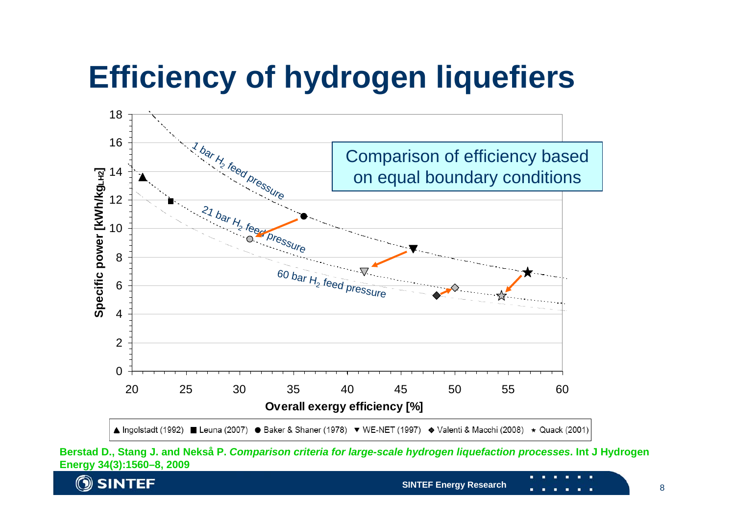# Efficiency of hydrogen liquefiers

Comparison of efficiency based on equal boundary conditions

Specific power [kWh/kg$_{LH2}$]

Overall exergy efficiency [%]

1 bar $H_2$ feed pressure

21 bar $H_2$ feed pressure

60 bar $H_2$ feed pressure

▲ Ingolstadt (1992) ■ Leuna (2007) ● Baker & Shaner (1978) ▼ WE-NET (1997) ◆ Valenti & Macchi (2008) ★ Quack (2001)

**Berstad D., Stang J. and Nekså P. *Comparison criteria for large-scale hydrogen liquefaction processes*. Int J Hydrogen Energy 34(3):1560–8, 2009**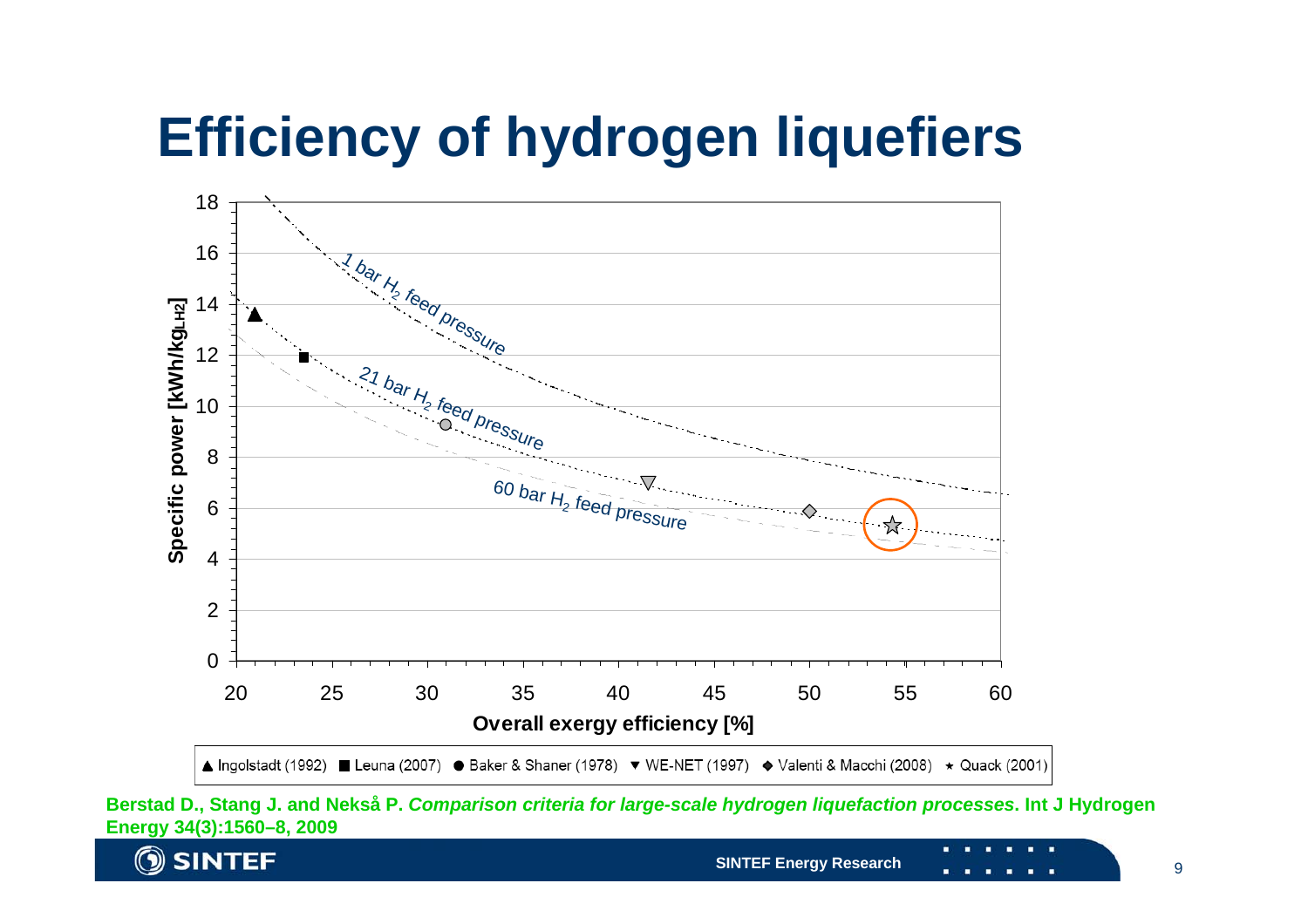# Efficiency of hydrogen liquefiers

Specific power [kWh/kg$_{LH2}$]

Overall exergy efficiency [%]

1 bar $H_2$ feed pressure

21 bar $H_2$ feed pressure

60 bar $H_2$ feed pressure

▲ Ingolstadt (1992) ■ Leuna (2007) ● Baker & Shaner (1978) ▼ WE-NET (1997) ◆ Valenti & Macchi (2008) ★ Quack (2001)

**Berstad D., Stang J. and Nekså P. *Comparison criteria for large-scale hydrogen liquefaction processes*. Int J Hydrogen Energy 34(3):1560–8, 2009**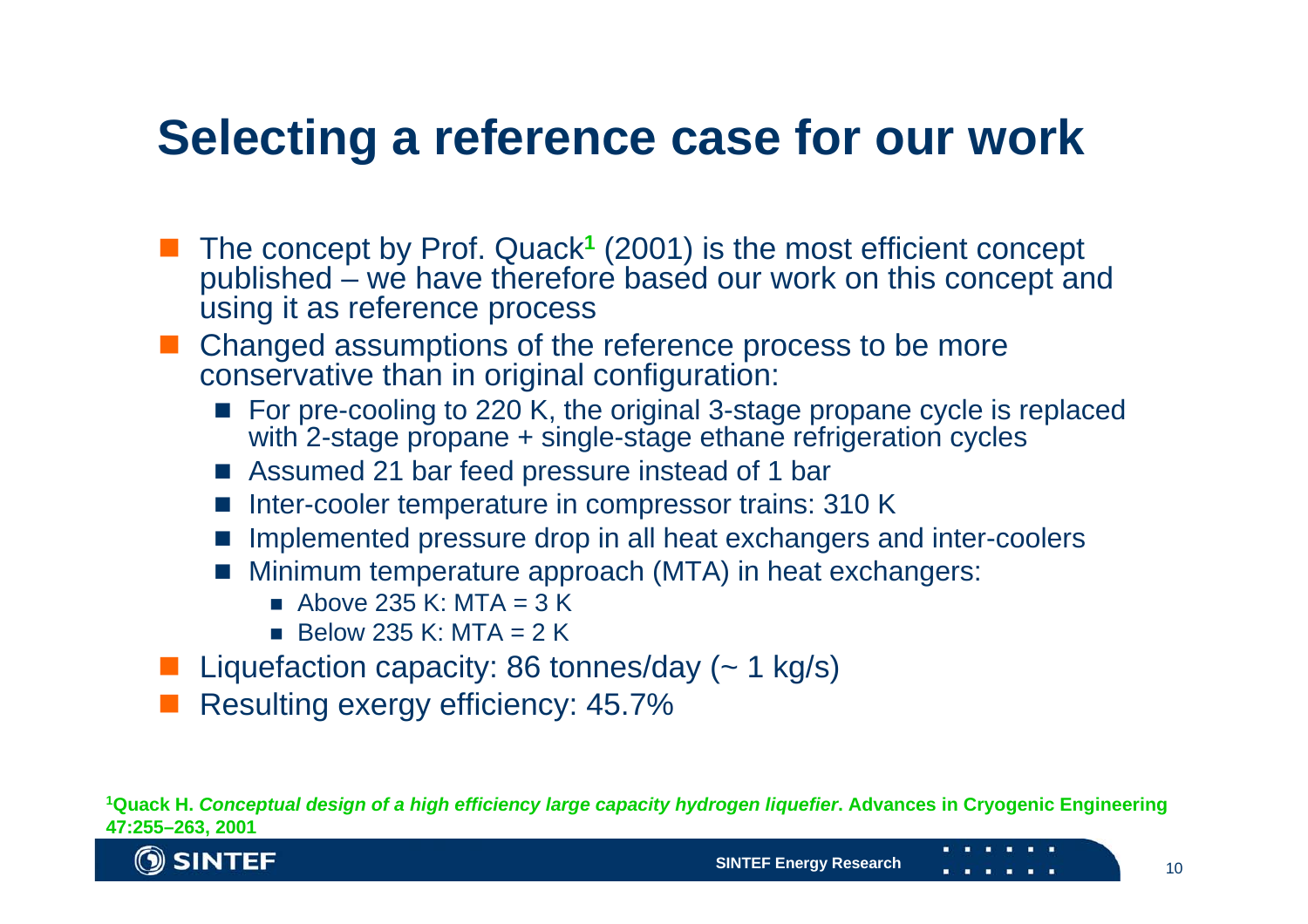# Selecting a reference case for our work

- The concept by Prof. Quack[1] (2001) is the most efficient concept published – we have therefore based our work on this concept and using it as reference process
- Changed assumptions of the reference process to be more conservative than in original configuration:
  - For pre-cooling to 220 K, the original 3-stage propane cycle is replaced with 2-stage propane + single-stage ethane refrigeration cycles
  - Assumed 21 bar feed pressure instead of 1 bar
  - Inter-cooler temperature in compressor trains: 310 K
  - Implemented pressure drop in all heat exchangers and inter-coolers
  - Minimum temperature approach (MTA) in heat exchangers:
    - Above 235 K: MTA = 3 K
    - Below 235 K: MTA = 2 K
- Liquefaction capacity: 86 tonnes/day (~ 1 kg/s)
- Resulting exergy efficiency: 45.7%

**[1]Quack H. *Conceptual design of a high efficiency large capacity hydrogen liquefier*. Advances in Cryogenic Engineering 47:255–263, 2001**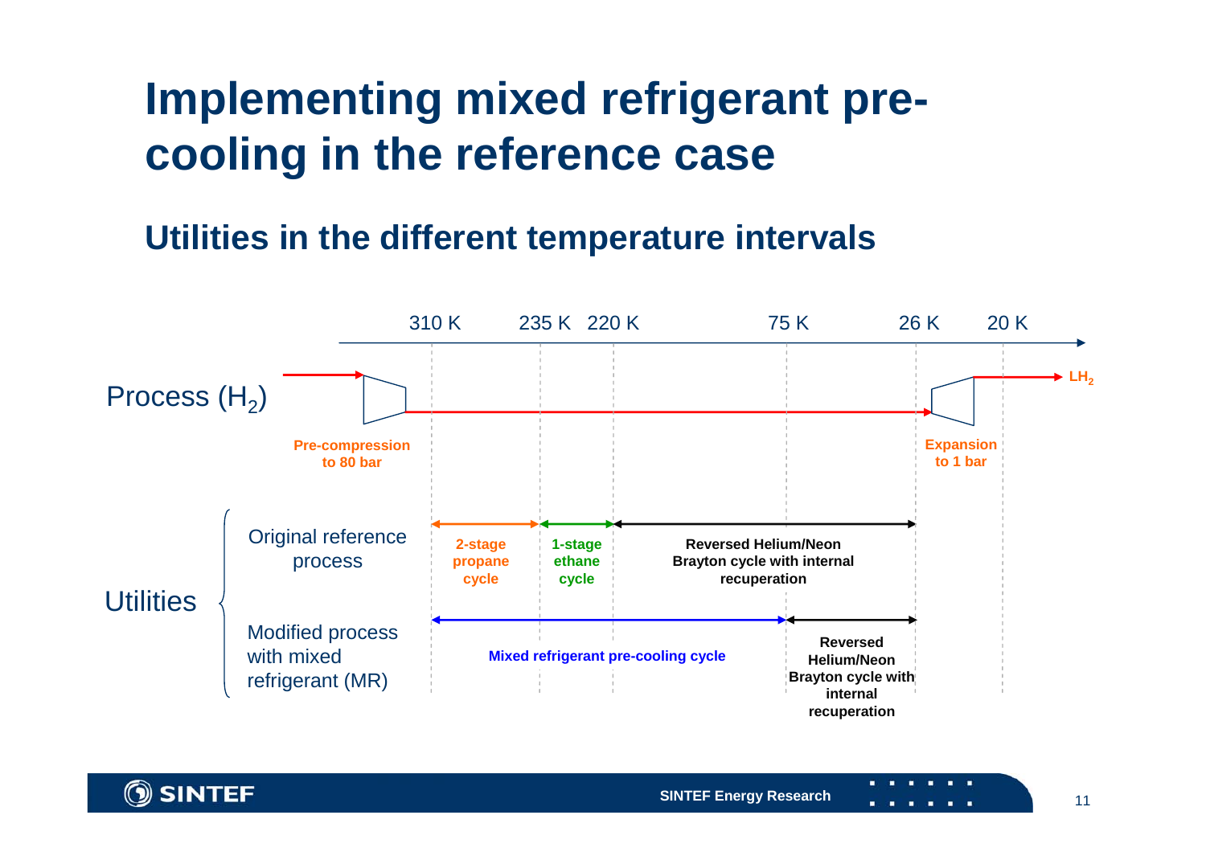# Implementing mixed refrigerant pre-cooling in the reference case

## Utilities in the different temperature intervals

310 K | 235 K | 220 K | 75 K | 26 K | 20 K

Process ($H_2$) → $LH_2$

- Pre-compression to 80 bar
- Expansion to 1 bar

Utilities

| | 310 K – 235 K | 235 K – 220 K | 220 K – 75 K | 75 K – 26 K |
|---|---|---|---|---|
| Original reference process | 2-stage propane cycle | 1-stage ethane cycle | Reversed Helium/Neon Brayton cycle with internal recuperation | |
| Modified process with mixed refrigerant (MR) | Mixed refrigerant pre-cooling cycle | | | Reversed Helium/Neon Brayton cycle with internal recuperation |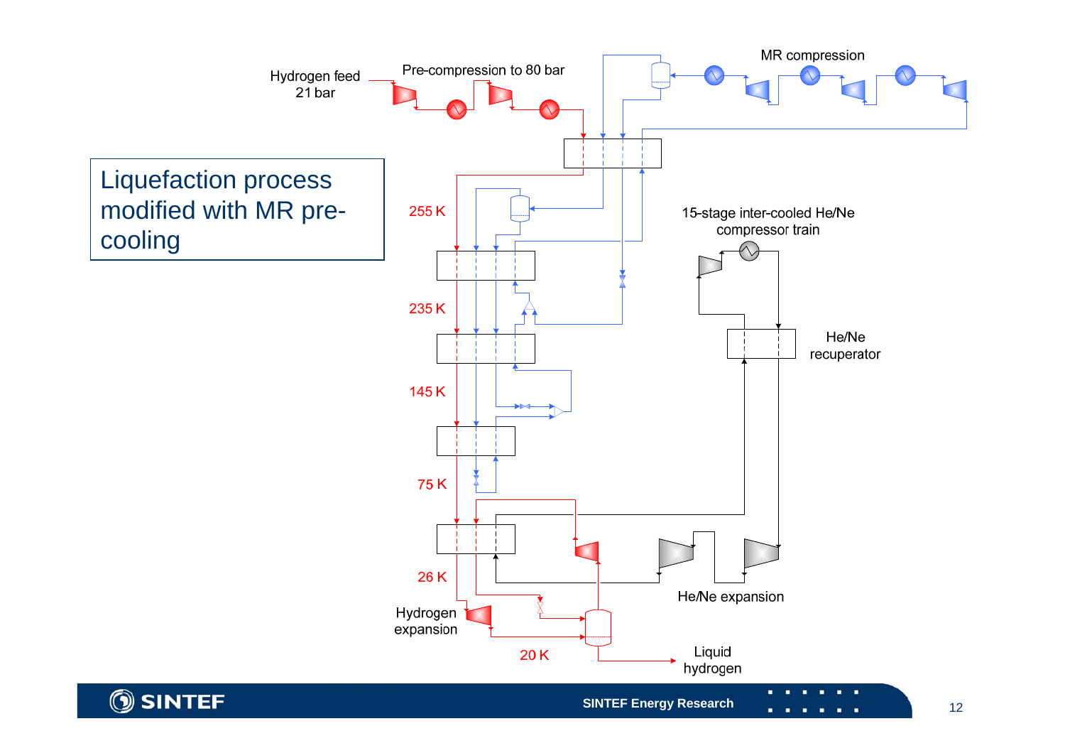# Liquefaction process modified with MR pre-cooling

Hydrogen feed 21 bar

Pre-compression to 80 bar

MR compression

255 K

235 K

145 K

75 K

26 K

20 K

15-stage inter-cooled He/Ne compressor train

He/Ne recuperator

He/Ne expansion

Hydrogen expansion

Liquid hydrogen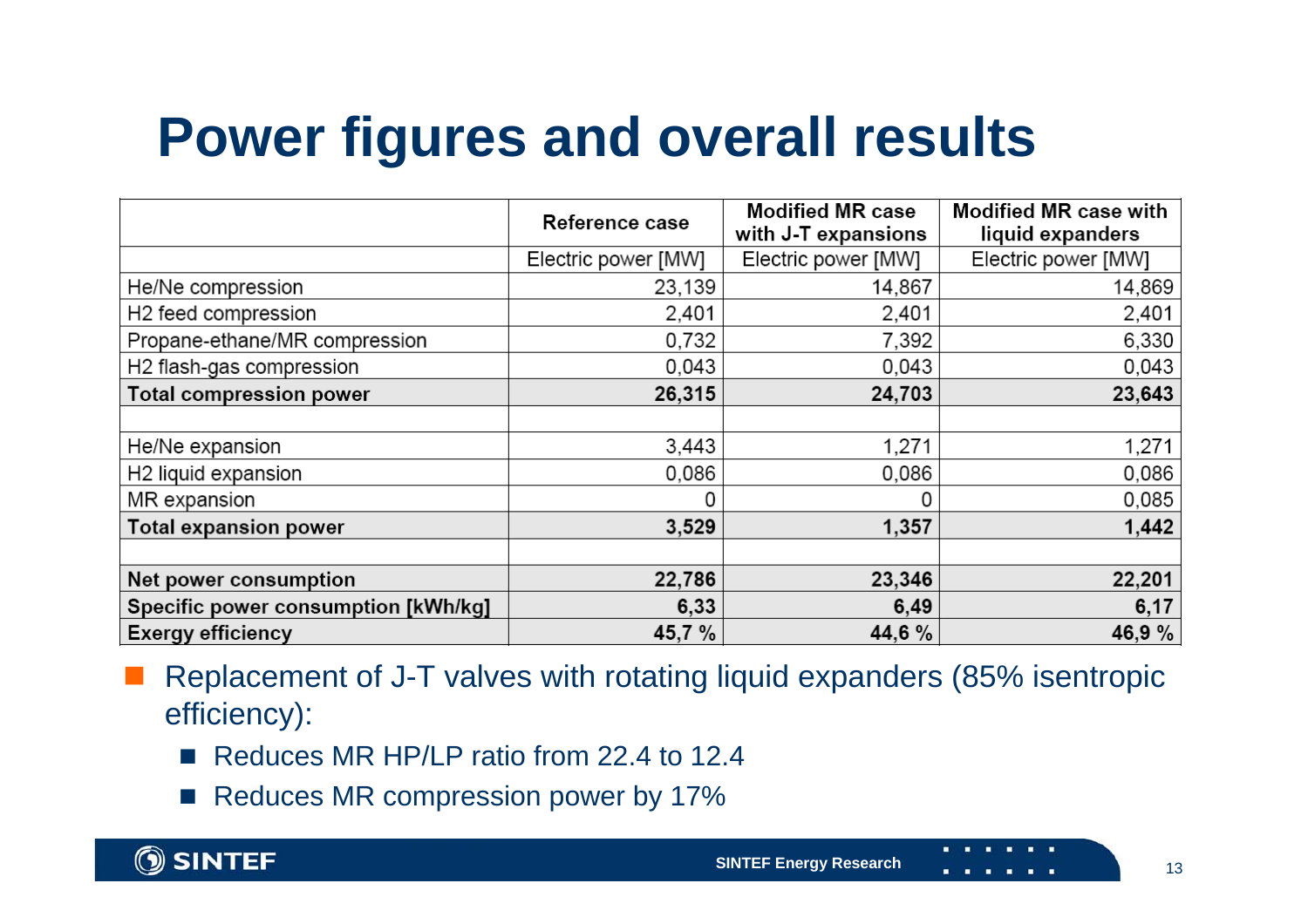# Power figures and overall results

| | Reference case | Modified MR case with J-T expansions | Modified MR case with liquid expanders |
|---|---|---|---|
| | Electric power [MW] | Electric power [MW] | Electric power [MW] |
| He/Ne compression | 23,139 | 14,867 | 14,869 |
| $H_2$ feed compression | 2,401 | 2,401 | 2,401 |
| Propane-ethane/MR compression | 0,732 | 7,392 | 6,330 |
| $H_2$ flash-gas compression | 0,043 | 0,043 | 0,043 |
| **Total compression power** | **26,315** | **24,703** | **23,643** |
| | | | |
| He/Ne expansion | 3,443 | 1,271 | 1,271 |
| $H_2$ liquid expansion | 0,086 | 0,086 | 0,086 |
| MR expansion | 0 | 0 | 0,085 |
| **Total expansion power** | **3,529** | **1,357** | **1,442** |
| | | | |
| **Net power consumption** | **22,786** | **23,346** | **22,201** |
| **Specific power consumption [kWh/kg]** | **6,33** | **6,49** | **6,17** |
| **Exergy efficiency** | **45,7 %** | **44,6 %** | **46,9 %** |

- Replacement of J-T valves with rotating liquid expanders (85% isentropic efficiency):
  - Reduces MR HP/LP ratio from 22.4 to 12.4
  - Reduces MR compression power by 17%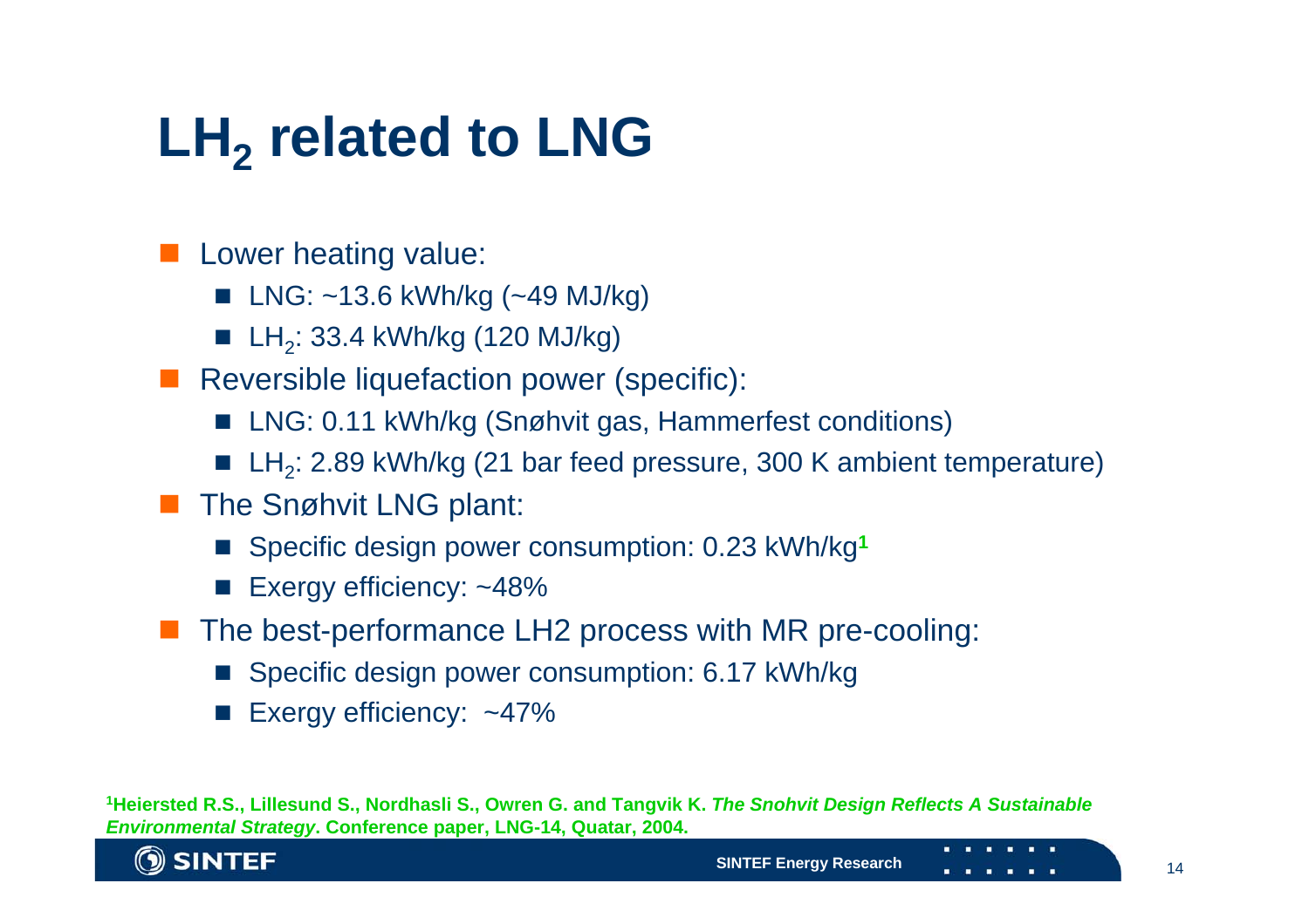# $LH_2$ related to LNG

- Lower heating value:
  - LNG: ~13.6 kWh/kg (~49 MJ/kg)
  - $LH_2$: 33.4 kWh/kg (120 MJ/kg)
- Reversible liquefaction power (specific):
  - LNG: 0.11 kWh/kg (Snøhvit gas, Hammerfest conditions)
  - $LH_2$: 2.89 kWh/kg (21 bar feed pressure, 300 K ambient temperature)
- The Snøhvit LNG plant:
  - Specific design power consumption: 0.23 kWh/kg[1]
  - Exergy efficiency: ~48%
- The best-performance LH2 process with MR pre-cooling:
  - Specific design power consumption: 6.17 kWh/kg
  - Exergy efficiency: ~47%

[1] **Heiersted R.S., Lillesund S., Nordhasli S., Owren G. and Tangvik K. *The Snohvit Design Reflects A Sustainable Environmental Strategy*. Conference paper, LNG-14, Quatar, 2004.**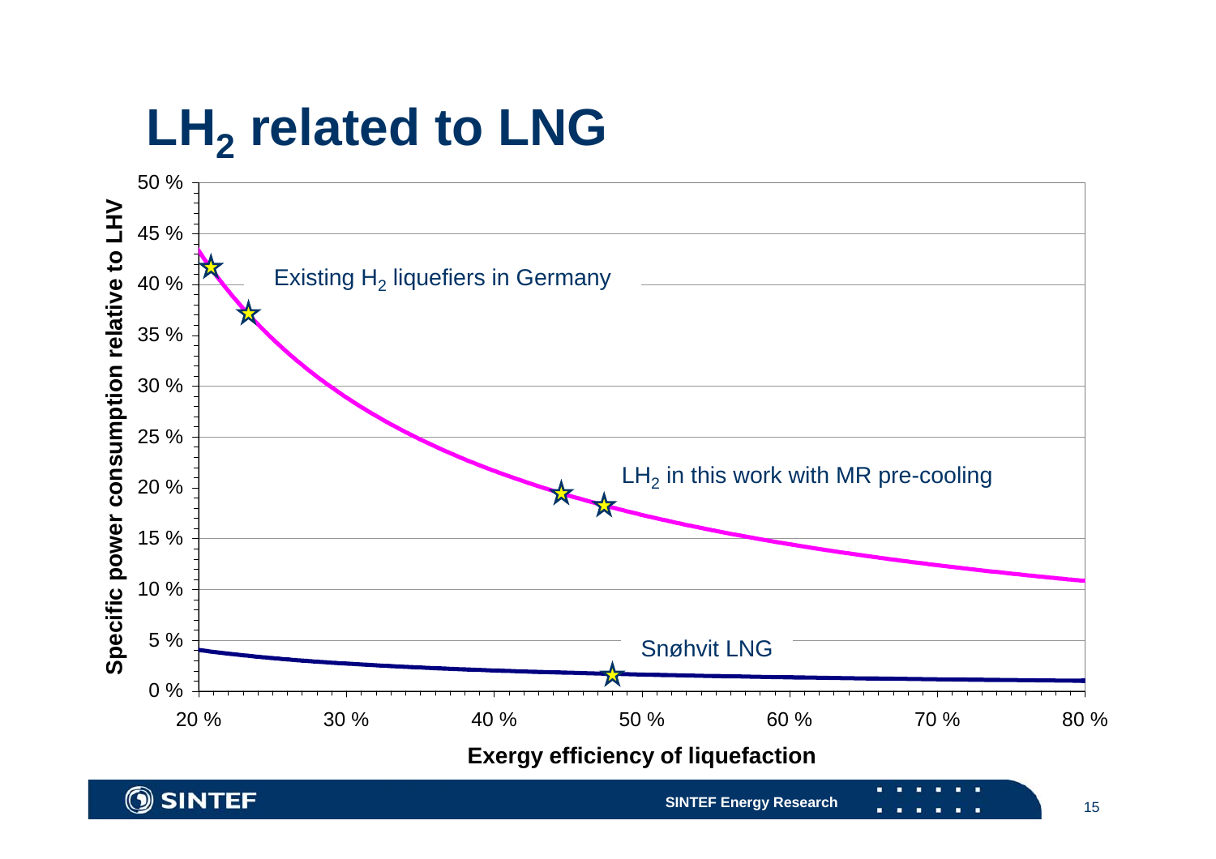# $LH_2$ related to LNG

Specific power consumption relative to LHV (0 % – 50 %) vs. Exergy efficiency of liquefaction (20 % – 80 %)

- Existing $H_2$ liquefiers in Germany
- $LH_2$ in this work with MR pre-cooling
- Snøhvit LNG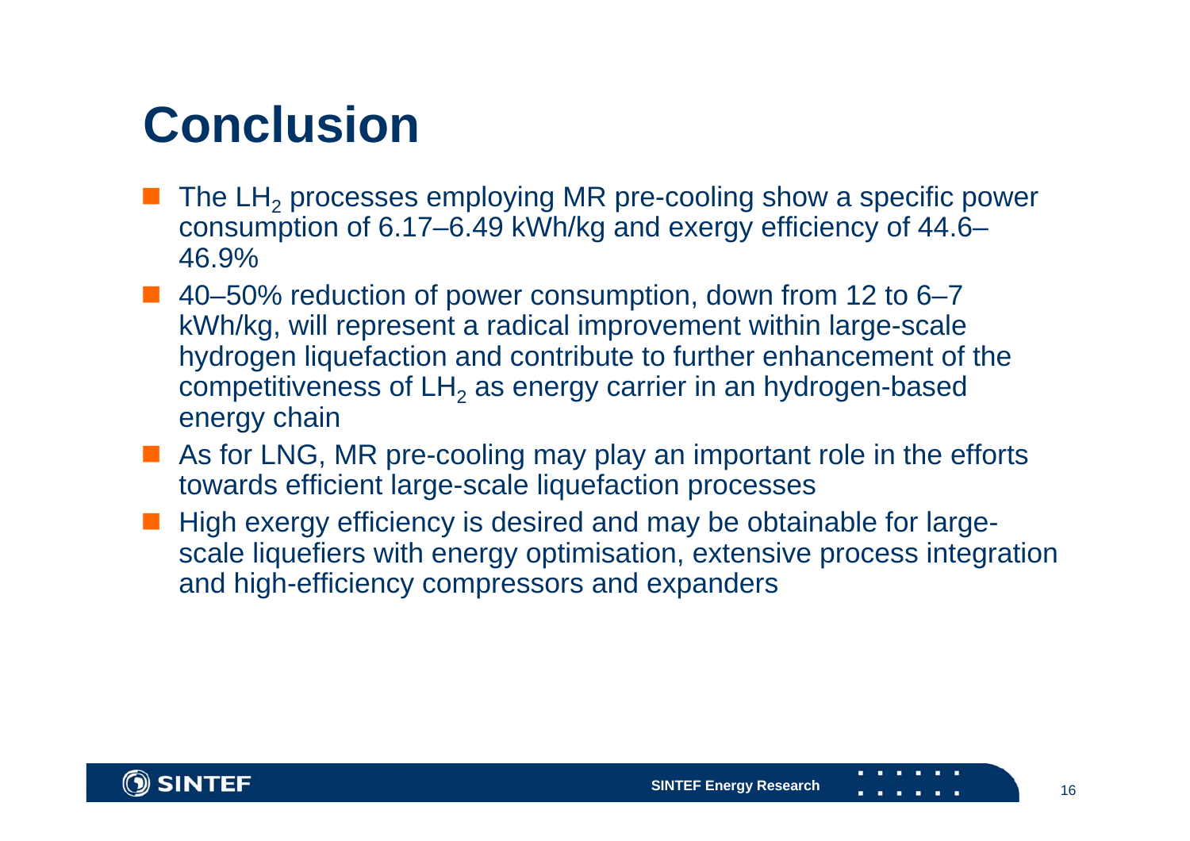# Conclusion

- The $LH_2$ processes employing MR pre-cooling show a specific power consumption of 6.17–6.49 kWh/kg and exergy efficiency of 44.6–46.9%
- 40–50% reduction of power consumption, down from 12 to 6–7 kWh/kg, will represent a radical improvement within large-scale hydrogen liquefaction and contribute to further enhancement of the competitiveness of $LH_2$ as energy carrier in an hydrogen-based energy chain
- As for LNG, MR pre-cooling may play an important role in the efforts towards efficient large-scale liquefaction processes
- High exergy efficiency is desired and may be obtainable for large-scale liquefiers with energy optimisation, extensive process integration and high-efficiency compressors and expanders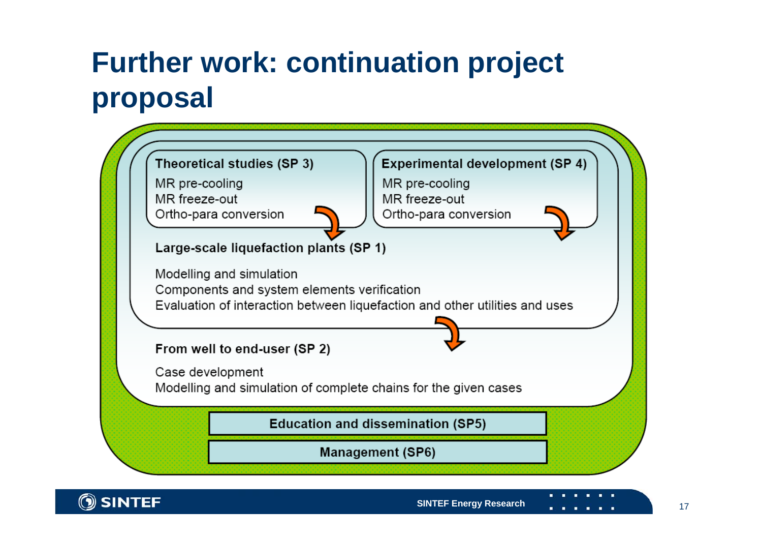# Further work: continuation project proposal

**Theoretical studies (SP 3)**

MR pre-cooling
MR freeze-out
Ortho-para conversion

**Experimental development (SP 4)**

MR pre-cooling
MR freeze-out
Ortho-para conversion

**Large-scale liquefaction plants (SP 1)**

Modelling and simulation
Components and system elements verification
Evaluation of interaction between liquefaction and other utilities and uses

**From well to end-user (SP 2)**

Case development
Modelling and simulation of complete chains for the given cases

**Education and dissemination (SP5)**

**Management (SP6)**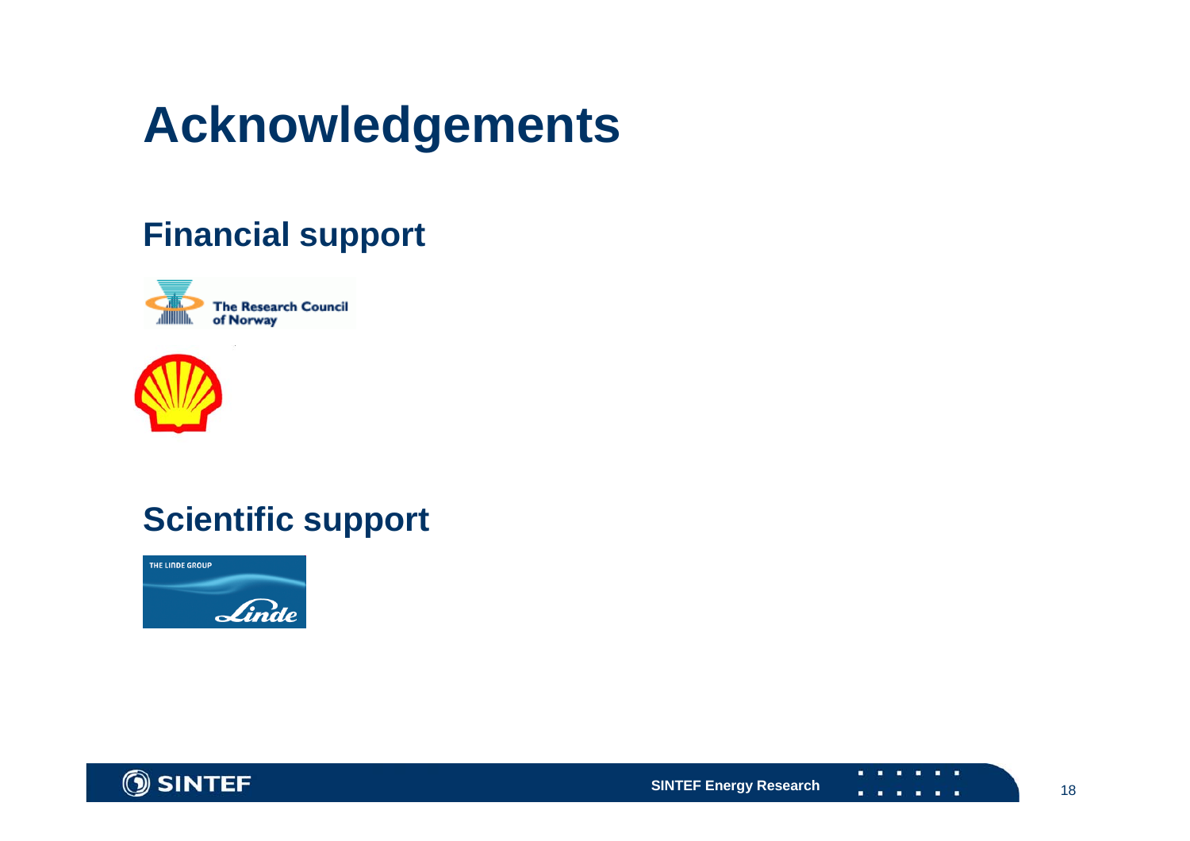# Acknowledgements

## Financial support

The Research Council of Norway

## Scientific support

THE LINDE GROUP

Linde